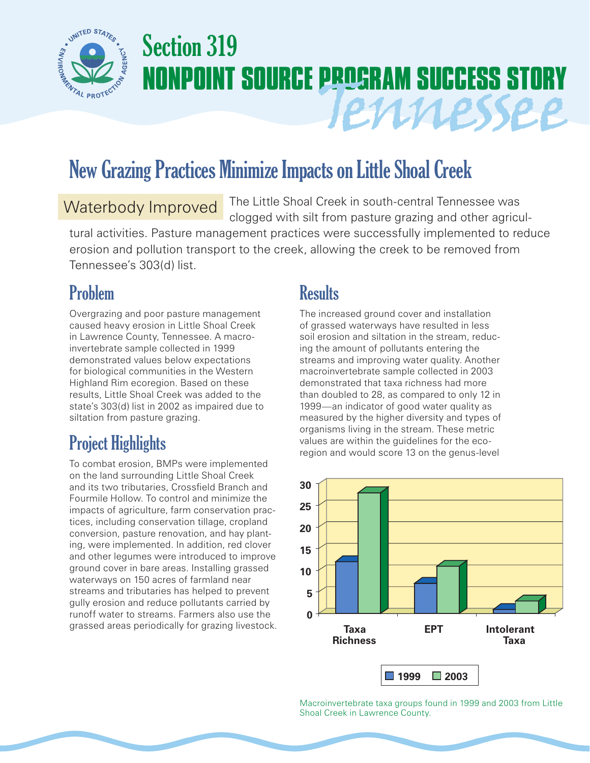# Section 319 NONPOINT SOURCE PROGRAM SUCCESS STORY Tennessee

## New Grazing Practices Minimize Impacts on Little Shoal Creek

Waterbody Improved The Little Shoal Creek in south-central Tennessee was clogged with silt from pasture grazing and other agricultural activities. Pasture management practices were successfully implemented to reduce erosion and pollution transport to the creek, allowing the creek to be removed from Tennessee's 303(d) list.

## Problem

Overgrazing and poor pasture management caused heavy erosion in Little Shoal Creek in Lawrence County, Tennessee. A macroinvertebrate sample collected in 1999 demonstrated values below expectations for biological communities in the Western Highland Rim ecoregion. Based on these results, Little Shoal Creek was added to the state's 303(d) list in 2002 as impaired due to siltation from pasture grazing.

## Project Highlights

To combat erosion, BMPs were implemented on the land surrounding Little Shoal Creek and its two tributaries, Crossfield Branch and Fourmile Hollow. To control and minimize the impacts of agriculture, farm conservation practices, including conservation tillage, cropland conversion, pasture renovation, and hay planting, were implemented. In addition, red clover and other legumes were introduced to improve ground cover in bare areas. Installing grassed waterways on 150 acres of farmland near streams and tributaries has helped to prevent gully erosion and reduce pollutants carried by runoff water to streams. Farmers also use the grassed areas periodically for grazing livestock.

## Results

The increased ground cover and installation of grassed waterways have resulted in less soil erosion and siltation in the stream, reducing the amount of pollutants entering the streams and improving water quality. Another macroinvertebrate sample collected in 2003 demonstrated that taxa richness had more than doubled to 28, as compared to only 12 in 1999—an indicator of good water quality as measured by the higher diversity and types of organisms living in the stream. These metric values are within the guidelines for the ecoregion and would score 13 on the genus-level

Macroinvertebrate taxa groups found in 1999 and 2003 from Little Shoal Creek in Lawrence County.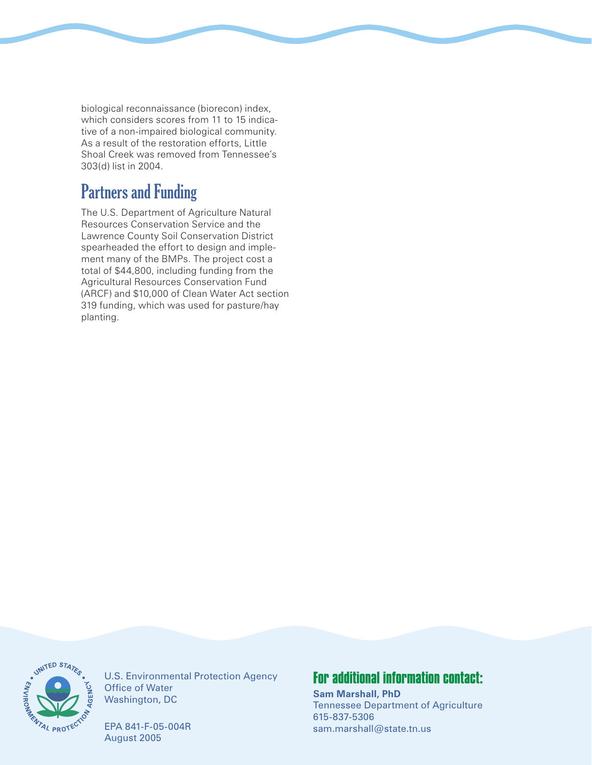biological reconnaissance (biorecon) index, which considers scores from 11 to 15 indicative of a non-impaired biological community. As a result of the restoration efforts, Little Shoal Creek was removed from Tennessee's 303(d) list in 2004.

## Partners and Funding

The U.S. Department of Agriculture Natural Resources Conservation Service and the Lawrence County Soil Conservation District spearheaded the effort to design and implement many of the BMPs. The project cost a total of $44,800, including funding from the Agricultural Resources Conservation Fund (ARCF) and $10,000 of Clean Water Act section 319 funding, which was used for pasture/hay planting.

U.S. Environmental Protection Agency
Office of Water
Washington, DC

EPA 841-F-05-004R
August 2005

## For additional information contact:

**Sam Marshall, PhD**
Tennessee Department of Agriculture
615-837-5306
sam.marshall@state.tn.us